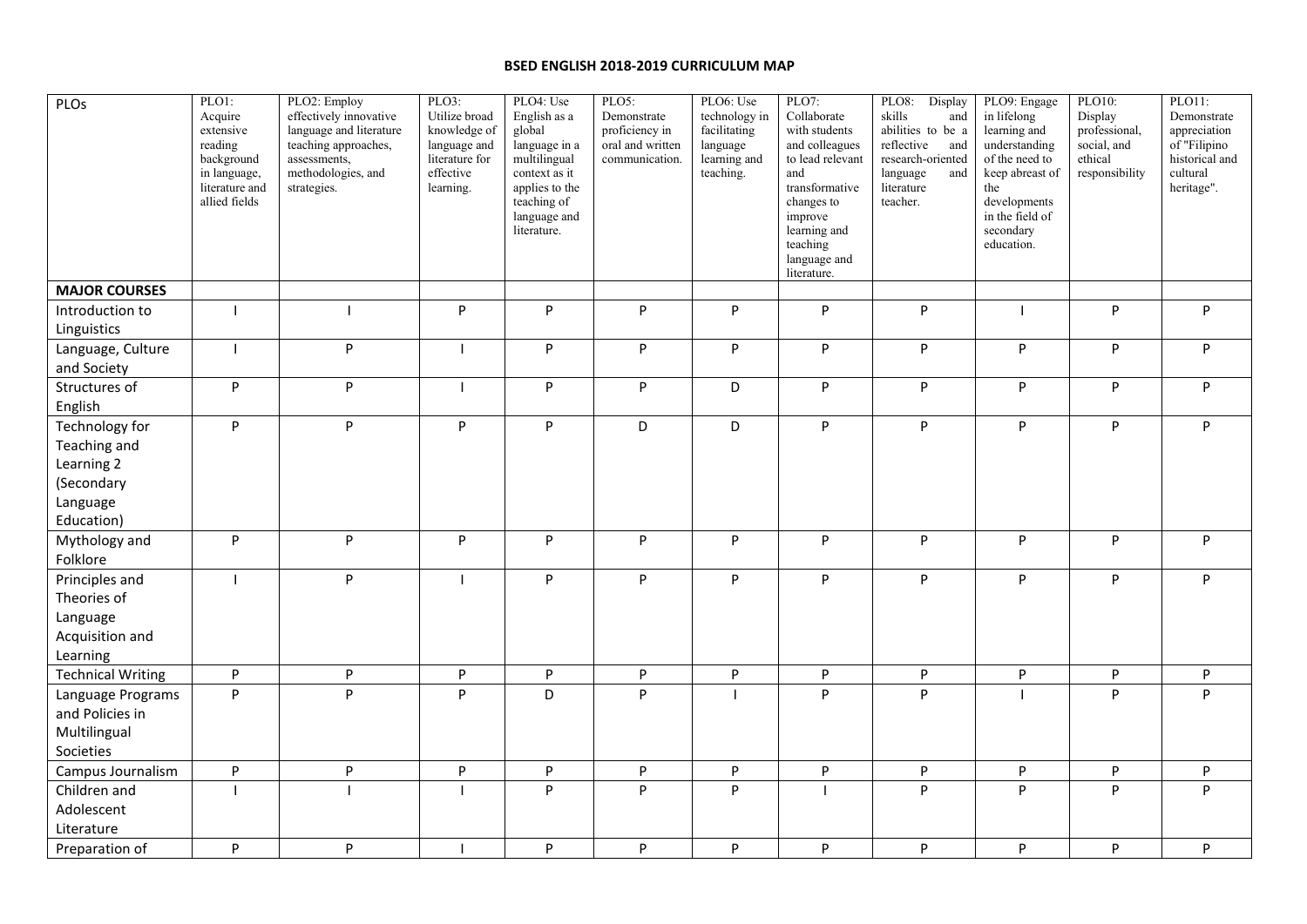# BSED ENGLISH 2018-2019 CURRICULUM MAP

| PLOs | PLO1: Acquire extensive reading background in language, literature and allied fields | PLO2: Employ effectively innovative language and literature teaching approaches, assessments, methodologies, and strategies. | PLO3: Utilize broad knowledge of language and literature for effective learning. | PLO4: Use English as a global language in a multilingual context as it applies to the teaching of language and literature. | PLO5: Demonstrate proficiency in oral and written communication. | PLO6: Use technology in facilitating language learning and teaching. | PLO7: Collaborate with students and colleagues to lead relevant and transformative changes to improve learning and teaching language and literature. | PLO8: Display skills and abilities to be a reflective and research-oriented language and literature teacher. | PLO9: Engage in lifelong learning and understanding of the need to keep abreast of the developments in the field of secondary education. | PLO10: Display professional, social, and ethical responsibility | PLO11: Demonstrate appreciation of "Filipino historical and cultural heritage". |
|---|---|---|---|---|---|---|---|---|---|---|---|
| **MAJOR COURSES** | | | | | | | | | | | |
| Introduction to Linguistics | I | I | P | P | P | P | P | P | I | P | P |
| Language, Culture and Society | I | P | I | P | P | P | P | P | P | P | P |
| Structures of English | P | P | I | P | P | D | P | P | P | P | P |
| Technology for Teaching and Learning 2 (Secondary Language Education) | P | P | P | P | D | D | P | P | P | P | P |
| Mythology and Folklore | P | P | P | P | P | P | P | P | P | P | P |
| Principles and Theories of Language Acquisition and Learning | I | P | I | P | P | P | P | P | P | P | P |
| Technical Writing | P | P | P | P | P | P | P | P | P | P | P |
| Language Programs and Policies in Multilingual Societies | P | P | P | D | P | I | P | P | I | P | P |
| Campus Journalism | P | P | P | P | P | P | P | P | P | P | P |
| Children and Adolescent Literature | I | I | I | P | P | P | I | P | P | P | P |
| Preparation of | P | P | I | P | P | P | P | P | P | P | P |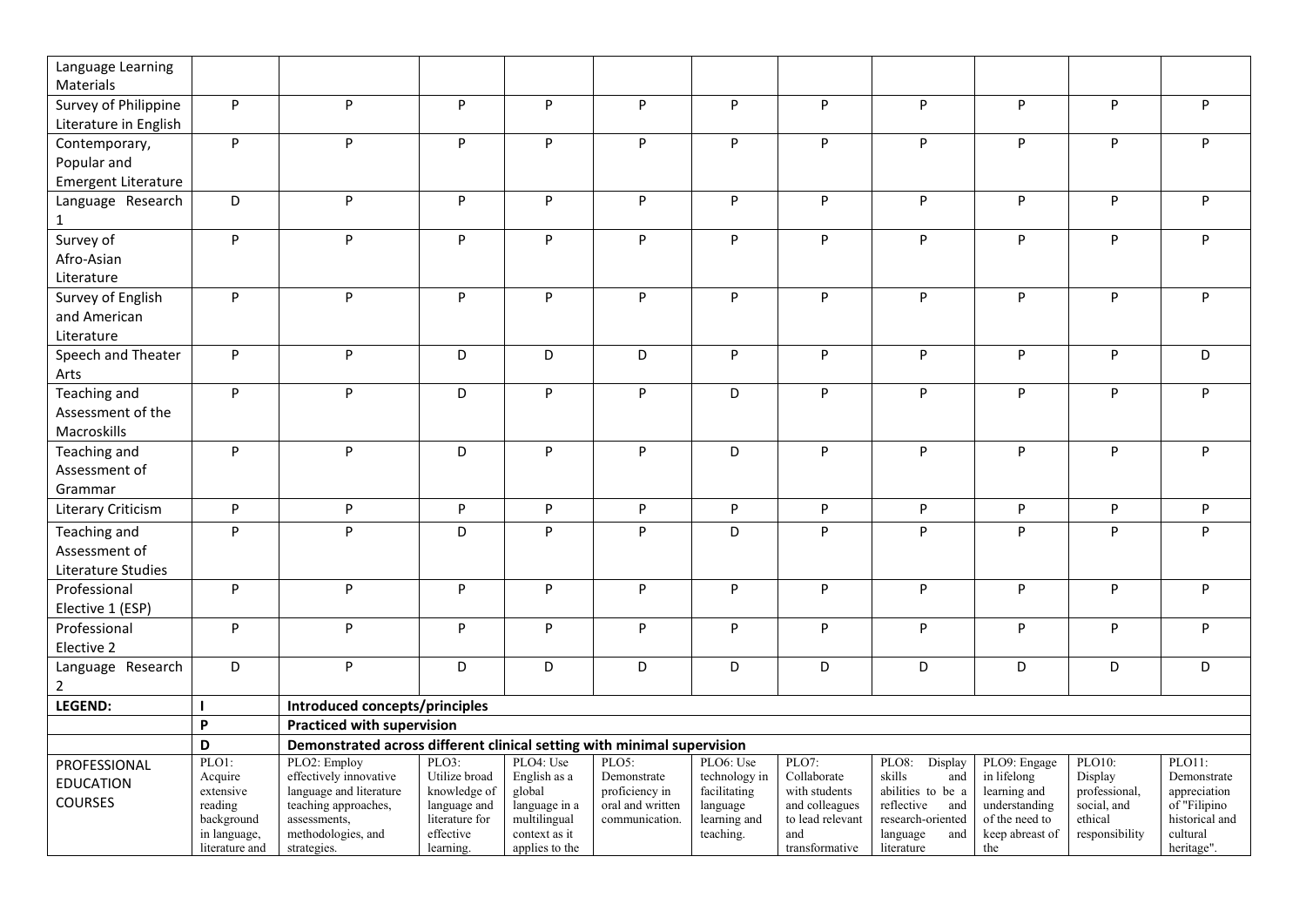| Language Learning Materials | | | | | | | | | | | |
|---|---|---|---|---|---|---|---|---|---|---|---|
| Survey of Philippine Literature in English | P | P | P | P | P | P | P | P | P | P | P |
| Contemporary, Popular and Emergent Literature | P | P | P | P | P | P | P | P | P | P | P |
| Language Research 1 | D | P | P | P | P | P | P | P | P | P | P |
| Survey of Afro-Asian Literature | P | P | P | P | P | P | P | P | P | P | P |
| Survey of English and American Literature | P | P | P | P | P | P | P | P | P | P | P |
| Speech and Theater Arts | P | P | D | D | D | P | P | P | P | P | D |
| Teaching and Assessment of the Macroskills | P | P | D | P | P | D | P | P | P | P | P |
| Teaching and Assessment of Grammar | P | P | D | P | P | D | P | P | P | P | P |
| Literary Criticism | P | P | P | P | P | P | P | P | P | P | P |
| Teaching and Assessment of Literature Studies | P | P | D | P | P | D | P | P | P | P | P |
| Professional Elective 1 (ESP) | P | P | P | P | P | P | P | P | P | P | P |
| Professional Elective 2 | P | P | P | P | P | P | P | P | P | P | P |
| Language Research 2 | D | P | D | D | D | D | D | D | D | D | D |
| **LEGEND:** | **I** | **Introduced concepts/principles** | | | | | | | | | |
| | **P** | **Practiced with supervision** | | | | | | | | | |
| | **D** | **Demonstrated across different clinical setting with minimal supervision** | | | | | | | | | |
| PROFESSIONAL EDUCATION COURSES | PLO1: Acquire extensive reading background in language, literature and | PLO2: Employ effectively innovative language and literature teaching approaches, assessments, methodologies, and strategies. | PLO3: Utilize broad knowledge of language and literature for effective learning. | PLO4: Use English as a global language in a multilingual context as it applies to the | PLO5: Demonstrate proficiency in oral and written communication. | PLO6: Use technology in facilitating language learning and teaching. | PLO7: Collaborate with students and colleagues to lead relevant and transformative | PLO8: Display skills and abilities to be a reflective and research-oriented language and literature | PLO9: Engage in lifelong learning and understanding of the need to keep abreast of the | PLO10: Display professional, social, and ethical responsibility | PLO11: Demonstrate appreciation of "Filipino historical and cultural heritage". |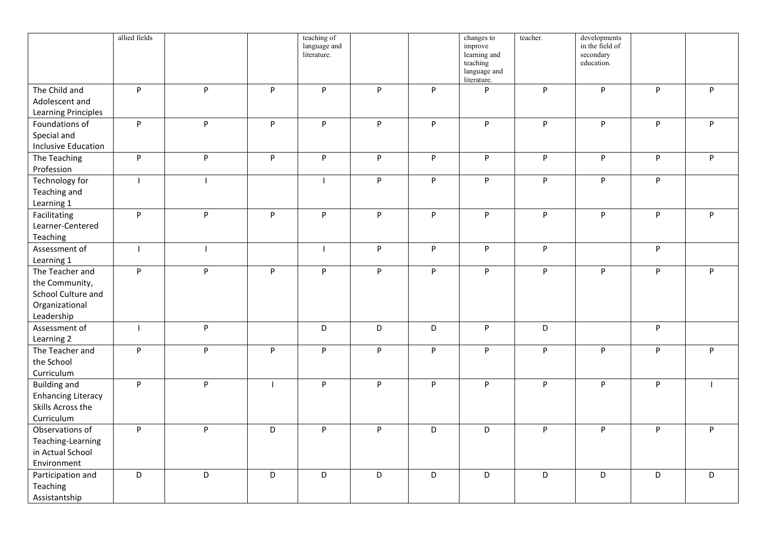| | allied fields | | | teaching of language and literature. | | | changes to improve learning and teaching language and literature. | teacher. | developments in the field of secondary education. | | |
|---|---|---|---|---|---|---|---|---|---|---|---|
| The Child and Adolescent and Learning Principles | P | P | P | P | P | P | P | P | P | P | P |
| Foundations of Special and Inclusive Education | P | P | P | P | P | P | P | P | P | P | P |
| The Teaching Profession | P | P | P | P | P | P | P | P | P | P | P |
| Technology for Teaching and Learning 1 | I | I | | I | P | P | P | P | P | P | |
| Facilitating Learner-Centered Teaching | P | P | P | P | P | P | P | P | P | P | P |
| Assessment of Learning 1 | I | I | | I | P | P | P | P | | P | |
| The Teacher and the Community, School Culture and Organizational Leadership | P | P | P | P | P | P | P | P | P | P | P |
| Assessment of Learning 2 | I | P | | D | D | D | P | D | | P | |
| The Teacher and the School Curriculum | P | P | P | P | P | P | P | P | P | P | P |
| Building and Enhancing Literacy Skills Across the Curriculum | P | P | I | P | P | P | P | P | P | P | I |
| Observations of Teaching-Learning in Actual School Environment | P | P | D | P | P | D | D | P | P | P | P |
| Participation and Teaching Assistantship | D | D | D | D | D | D | D | D | D | D | D |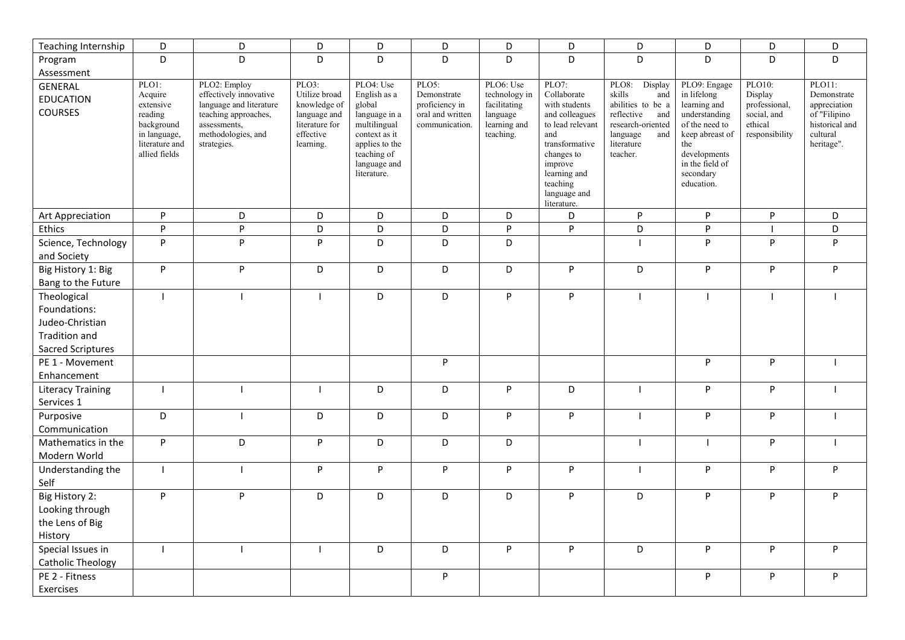| Teaching Internship | D | D | D | D | D | D | D | D | D | D | D |
|---|---|---|---|---|---|---|---|---|---|---|---|
| Program Assessment | D | D | D | D | D | D | D | D | D | D | D |
| GENERAL EDUCATION COURSES | PLO1: Acquire extensive reading background in language, literature and allied fields | PLO2: Employ effectively innovative language and literature teaching approaches, assessments, methodologies, and strategies. | PLO3: Utilize broad knowledge of language and literature for effective learning. | PLO4: Use English as a global language in a multilingual context as it applies to the teaching of language and literature. | PLO5: Demonstrate proficiency in oral and written communication. | PLO6: Use technology in facilitating language learning and teaching. | PLO7: Collaborate with students and colleagues to lead relevant and transformative changes to improve learning and teaching language and literature. | PLO8: Display skills and abilities to be a reflective and research-oriented language and literature teacher. | PLO9: Engage in lifelong learning and understanding of the need to keep abreast of the developments in the field of secondary education. | PLO10: Display professional, social, and ethical responsibility | PLO11: Demonstrate appreciation of "Filipino historical and cultural heritage". |
| Art Appreciation | P | D | D | D | D | D | D | P | P | P | D |
| Ethics | P | P | D | D | D | P | P | D | P | I | D |
| Science, Technology and Society | P | P | P | D | D | D | | I | P | P | P |
| Big History 1: Big Bang to the Future | P | P | D | D | D | D | P | D | P | P | P |
| Theological Foundations: Judeo-Christian Tradition and Sacred Scriptures | I | I | I | D | D | P | P | I | I | I | I |
| PE 1 - Movement Enhancement | | | | | P | | | | P | P | I |
| Literacy Training Services 1 | I | I | I | D | D | P | D | I | P | P | I |
| Purposive Communication | D | I | D | D | D | P | P | I | P | P | I |
| Mathematics in the Modern World | P | D | P | D | D | D | | I | I | P | I |
| Understanding the Self | I | I | P | P | P | P | P | I | P | P | P |
| Big History 2: Looking through the Lens of Big History | P | P | D | D | D | D | P | D | P | P | P |
| Special Issues in Catholic Theology | I | I | I | D | D | P | P | D | P | P | P |
| PE 2 - Fitness Exercises | | | | | P | | | | P | P | P |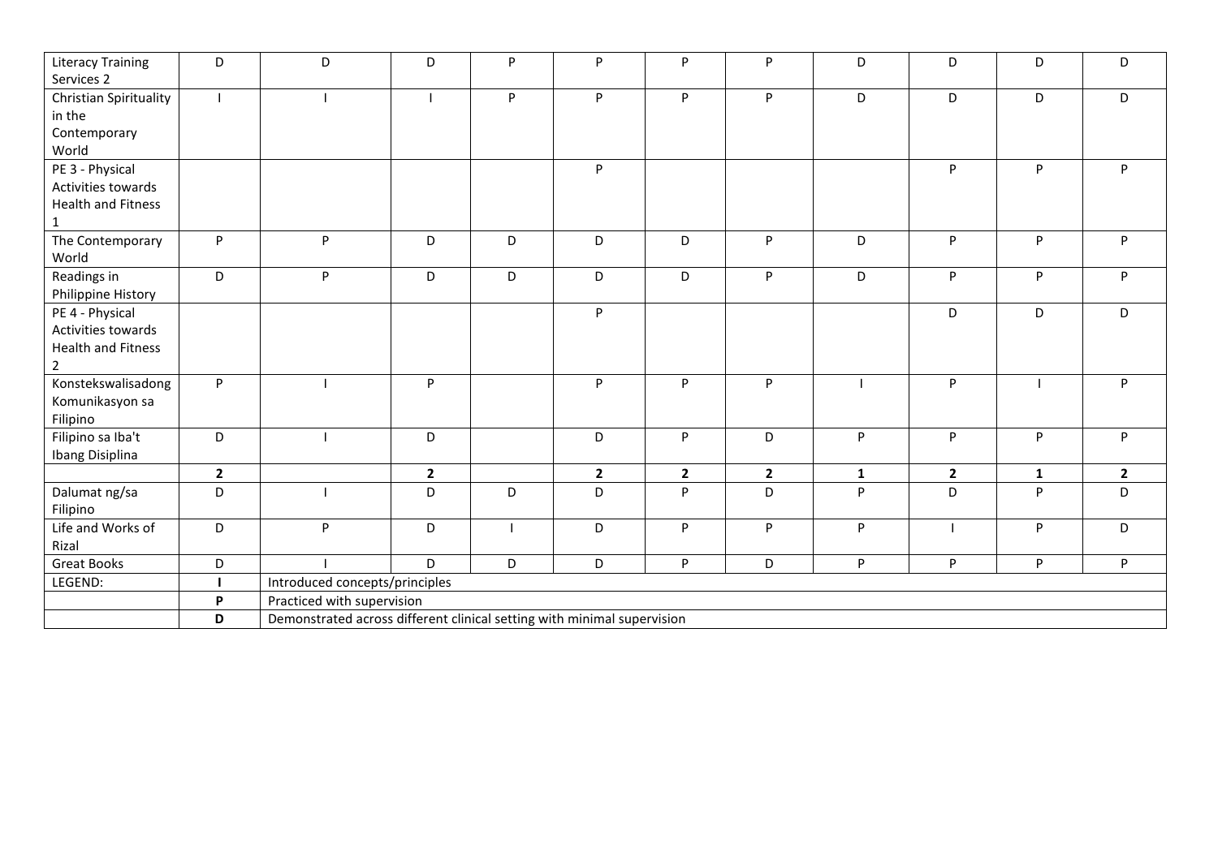| | | | | | | | | | | | |
|---|---|---|---|---|---|---|---|---|---|---|---|
| Literacy Training Services 2 | D | D | D | P | P | P | P | D | D | D | D |
| Christian Spirituality in the Contemporary World | I | I | I | P | P | P | P | D | D | D | D |
| PE 3 - Physical Activities towards Health and Fitness 1 | | | | | P | | | | P | P | P |
| The Contemporary World | P | P | D | D | D | D | P | D | P | P | P |
| Readings in Philippine History | D | P | D | D | D | D | P | D | P | P | P |
| PE 4 - Physical Activities towards Health and Fitness 2 | | | | | P | | | | D | D | D |
| Konstekswalisadong Komunikasyon sa Filipino | P | I | P | | P | P | P | I | P | I | P |
| Filipino sa Iba't Ibang Disiplina | D | I | D | | D | P | D | P | P | P | P |
| | **2** | | **2** | | **2** | **2** | **2** | **1** | **2** | **1** | **2** |
| Dalumat ng/sa Filipino | D | I | D | D | D | P | D | P | D | P | D |
| Life and Works of Rizal | D | P | D | I | D | P | P | P | I | P | D |
| Great Books | D | I | D | D | D | P | D | P | P | P | P |
| LEGEND: | **I** | Introduced concepts/principles | | | | | | | | | |
| | **P** | Practiced with supervision | | | | | | | | | |
| | **D** | Demonstrated across different clinical setting with minimal supervision | | | | | | | | | |